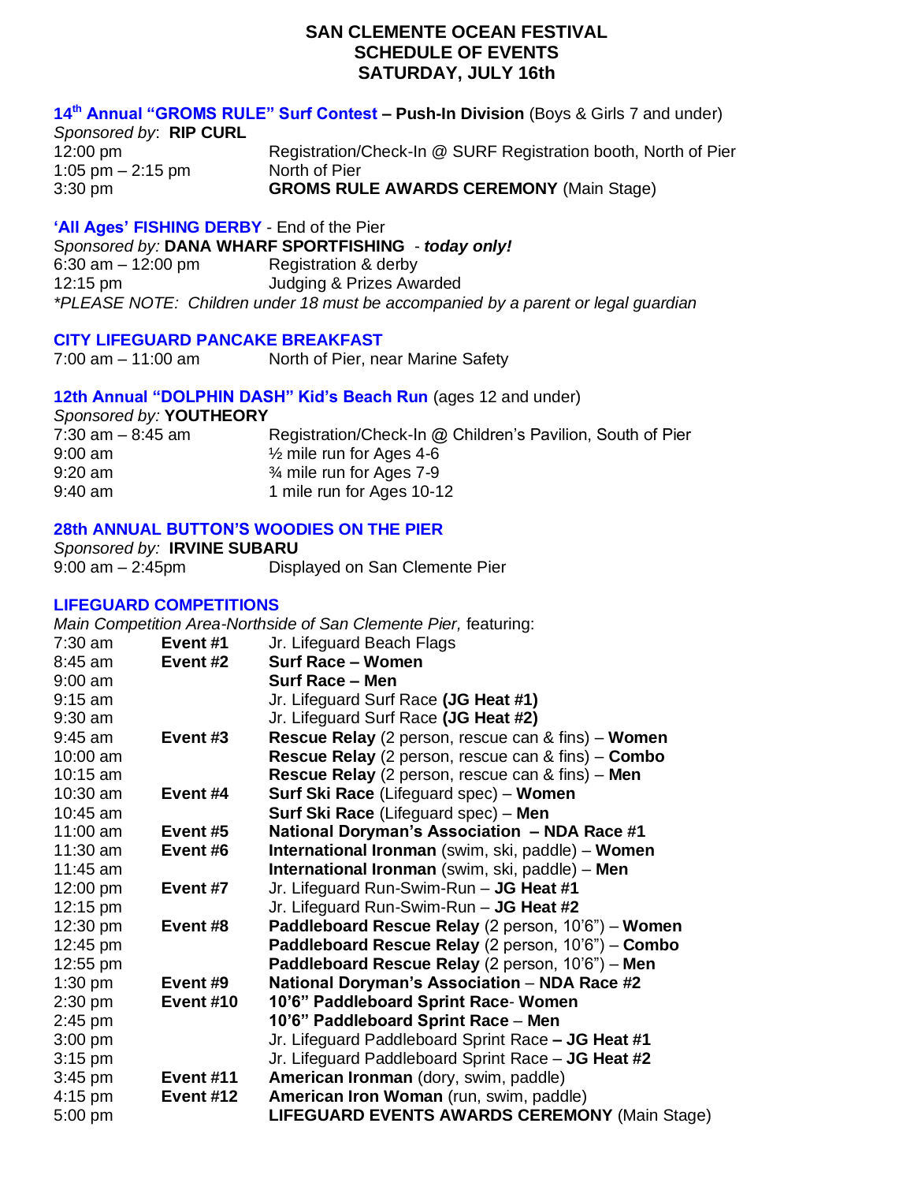# SAN CLEMENTE OCEAN FESTIVAL
## SCHEDULE OF EVENTS
## SATURDAY, JULY 16th

### 14th Annual "GROMS RULE" Surf Contest – Push-In Division (Boys & Girls 7 and under)

*Sponsored by*: **RIP CURL**

| | |
|---|---|
| 12:00 pm | Registration/Check-In @ SURF Registration booth, North of Pier |
| 1:05 pm – 2:15 pm | North of Pier |
| 3:30 pm | **GROMS RULE AWARDS CEREMONY** (Main Stage) |

### 'All Ages' FISHING DERBY - End of the Pier

*Sponsored by:* **DANA WHARF SPORTFISHING** - ***today only!***

| | |
|---|---|
| 6:30 am – 12:00 pm | Registration & derby |
| 12:15 pm | Judging & Prizes Awarded |

*\*PLEASE NOTE: Children under 18 must be accompanied by a parent or legal guardian*

### CITY LIFEGUARD PANCAKE BREAKFAST

| | |
|---|---|
| 7:00 am – 11:00 am | North of Pier, near Marine Safety |

### 12th Annual "DOLPHIN DASH" Kid's Beach Run (ages 12 and under)

*Sponsored by:* **YOUTHEORY**

| | |
|---|---|
| 7:30 am – 8:45 am | Registration/Check-In @ Children's Pavilion, South of Pier |
| 9:00 am | ½ mile run for Ages 4-6 |
| 9:20 am | ¾ mile run for Ages 7-9 |
| 9:40 am | 1 mile run for Ages 10-12 |

### 28th ANNUAL BUTTON'S WOODIES ON THE PIER

*Sponsored by:* **IRVINE SUBARU**

| | |
|---|---|
| 9:00 am – 2:45pm | Displayed on San Clemente Pier |

### LIFEGUARD COMPETITIONS

*Main Competition Area-Northside of San Clemente Pier,* featuring:

| | | |
|---|---|---|
| 7:30 am | **Event #1** | Jr. Lifeguard Beach Flags |
| 8:45 am | **Event #2** | **Surf Race – Women** |
| 9:00 am | | **Surf Race – Men** |
| 9:15 am | | Jr. Lifeguard Surf Race **(JG Heat #1)** |
| 9:30 am | | Jr. Lifeguard Surf Race **(JG Heat #2)** |
| 9:45 am | **Event #3** | **Rescue Relay** (2 person, rescue can & fins) – **Women** |
| 10:00 am | | **Rescue Relay** (2 person, rescue can & fins) – **Combo** |
| 10:15 am | | **Rescue Relay** (2 person, rescue can & fins) – **Men** |
| 10:30 am | **Event #4** | **Surf Ski Race** (Lifeguard spec) – **Women** |
| 10:45 am | | **Surf Ski Race** (Lifeguard spec) – **Men** |
| 11:00 am | **Event #5** | **National Doryman's Association – NDA Race #1** |
| 11:30 am | **Event #6** | **International Ironman** (swim, ski, paddle) – **Women** |
| 11:45 am | | **International Ironman** (swim, ski, paddle) – **Men** |
| 12:00 pm | **Event #7** | Jr. Lifeguard Run-Swim-Run – **JG Heat #1** |
| 12:15 pm | | Jr. Lifeguard Run-Swim-Run – **JG Heat #2** |
| 12:30 pm | **Event #8** | **Paddleboard Rescue Relay** (2 person, 10'6") – **Women** |
| 12:45 pm | | **Paddleboard Rescue Relay** (2 person, 10'6") – **Combo** |
| 12:55 pm | | **Paddleboard Rescue Relay** (2 person, 10'6") – **Men** |
| 1:30 pm | **Event #9** | **National Doryman's Association – NDA Race #2** |
| 2:30 pm | **Event #10** | **10'6" Paddleboard Sprint Race- Women** |
| 2:45 pm | | **10'6" Paddleboard Sprint Race – Men** |
| 3:00 pm | | Jr. Lifeguard Paddleboard Sprint Race **– JG Heat #1** |
| 3:15 pm | | Jr. Lifeguard Paddleboard Sprint Race – **JG Heat #2** |
| 3:45 pm | **Event #11** | **American Ironman** (dory, swim, paddle) |
| 4:15 pm | **Event #12** | **American Iron Woman** (run, swim, paddle) |
| 5:00 pm | | **LIFEGUARD EVENTS AWARDS CEREMONY** (Main Stage) |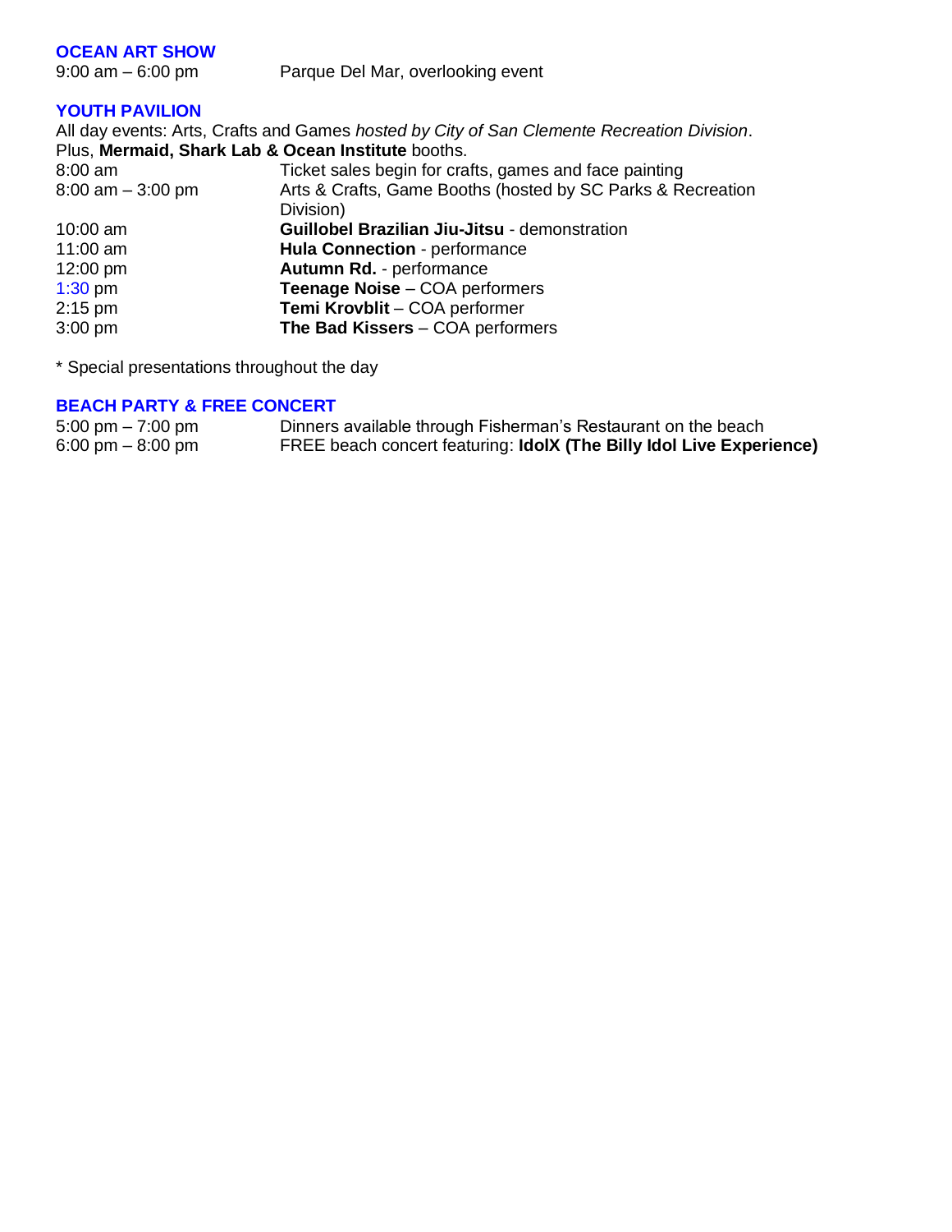## OCEAN ART SHOW

| | |
|---|---|
| 9:00 am – 6:00 pm | Parque Del Mar, overlooking event |

## YOUTH PAVILION

All day events: Arts, Crafts and Games *hosted by City of San Clemente Recreation Division*.
Plus, **Mermaid, Shark Lab & Ocean Institute** booths.

| | |
|---|---|
| 8:00 am | Ticket sales begin for crafts, games and face painting |
| 8:00 am – 3:00 pm | Arts & Crafts, Game Booths (hosted by SC Parks & Recreation Division) |
| 10:00 am | **Guillobel Brazilian Jiu-Jitsu** - demonstration |
| 11:00 am | **Hula Connection** - performance |
| 12:00 pm | **Autumn Rd.** - performance |
| 1:30 pm | **Teenage Noise** – COA performers |
| 2:15 pm | **Temi Krovblit** – COA performer |
| 3:00 pm | **The Bad Kissers** – COA performers |

* Special presentations throughout the day

## BEACH PARTY & FREE CONCERT

| | |
|---|---|
| 5:00 pm – 7:00 pm | Dinners available through Fisherman's Restaurant on the beach |
| 6:00 pm – 8:00 pm | FREE beach concert featuring: **IdolX (The Billy Idol Live Experience)** |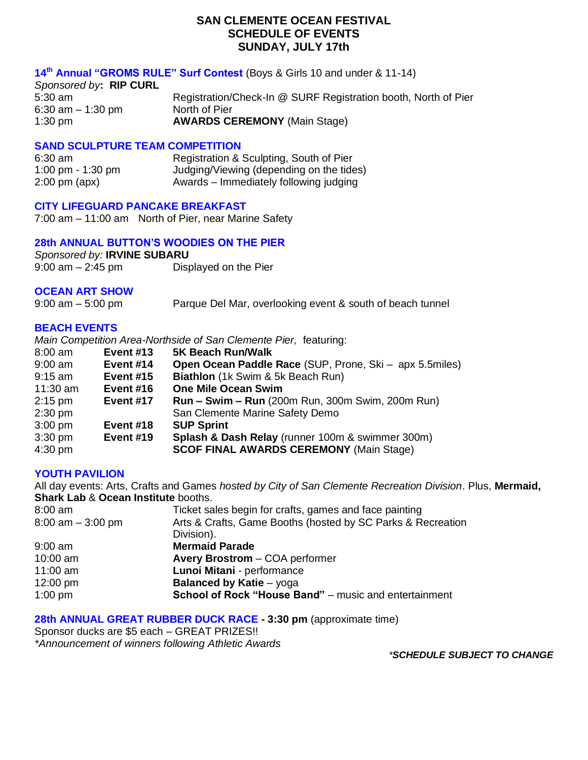# SAN CLEMENTE OCEAN FESTIVAL
## SCHEDULE OF EVENTS
## SUNDAY, JULY 17th

### 14th Annual "GROMS RULE" Surf Contest (Boys & Girls 10 and under & 11-14)

*Sponsored by*: **RIP CURL**

| | |
|---|---|
| 5:30 am | Registration/Check-In @ SURF Registration booth, North of Pier |
| 6:30 am – 1:30 pm | North of Pier |
| 1:30 pm | **AWARDS CEREMONY** (Main Stage) |

### SAND SCULPTURE TEAM COMPETITION

| | |
|---|---|
| 6:30 am | Registration & Sculpting, South of Pier |
| 1:00 pm - 1:30 pm | Judging/Viewing (depending on the tides) |
| 2:00 pm (apx) | Awards – Immediately following judging |

### CITY LIFEGUARD PANCAKE BREAKFAST

7:00 am – 11:00 am North of Pier, near Marine Safety

### 28th ANNUAL BUTTON'S WOODIES ON THE PIER

*Sponsored by:* **IRVINE SUBARU**

| | |
|---|---|
| 9:00 am – 2:45 pm | Displayed on the Pier |

### OCEAN ART SHOW

| | |
|---|---|
| 9:00 am – 5:00 pm | Parque Del Mar, overlooking event & south of beach tunnel |

### BEACH EVENTS

*Main Competition Area-Northside of San Clemente Pier,* featuring:

| | | |
|---|---|---|
| 8:00 am | **Event #13** | **5K Beach Run/Walk** |
| 9:00 am | **Event #14** | **Open Ocean Paddle Race** (SUP, Prone, Ski – apx 5.5miles) |
| 9:15 am | **Event #15** | **Biathlon** (1k Swim & 5k Beach Run) |
| 11:30 am | **Event #16** | **One Mile Ocean Swim** |
| 2:15 pm | **Event #17** | **Run – Swim – Run** (200m Run, 300m Swim, 200m Run) |
| 2:30 pm | | San Clemente Marine Safety Demo |
| 3:00 pm | **Event #18** | **SUP Sprint** |
| 3:30 pm | **Event #19** | **Splash & Dash Relay** (runner 100m & swimmer 300m) |
| 4:30 pm | | **SCOF FINAL AWARDS CEREMONY** (Main Stage) |

### YOUTH PAVILION

All day events: Arts, Crafts and Games *hosted by City of San Clemente Recreation Division*. Plus, **Mermaid, Shark Lab** & **Ocean Institute** booths.

| | |
|---|---|
| 8:00 am | Ticket sales begin for crafts, games and face painting |
| 8:00 am – 3:00 pm | Arts & Crafts, Game Booths (hosted by SC Parks & Recreation Division). |
| 9:00 am | **Mermaid Parade** |
| 10:00 am | **Avery Brostrom** – COA performer |
| 11:00 am | **Lunoi Mitani** - performance |
| 12:00 pm | **Balanced by Katie** – yoga |
| 1:00 pm | **School of Rock "House Band"** – music and entertainment |

### 28th ANNUAL GREAT RUBBER DUCK RACE - 3:30 pm (approximate time)

Sponsor ducks are $5 each – GREAT PRIZES!!

*\*Announcement of winners following Athletic Awards*

***\*SCHEDULE SUBJECT TO CHANGE***